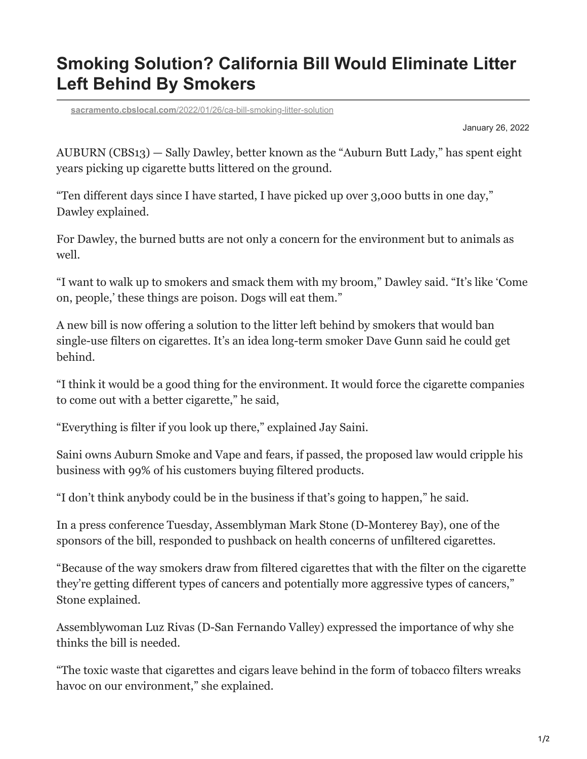# Smoking Solution? California Bill Would Eliminate Litter Left Behind By Smokers

sacramento.cbslocal.com/2022/01/26/ca-bill-smoking-litter-solution

January 26, 2022

AUBURN (CBS13) — Sally Dawley, better known as the "Auburn Butt Lady," has spent eight years picking up cigarette butts littered on the ground.

"Ten different days since I have started, I have picked up over 3,000 butts in one day," Dawley explained.

For Dawley, the burned butts are not only a concern for the environment but to animals as well.

"I want to walk up to smokers and smack them with my broom," Dawley said. "It's like 'Come on, people,' these things are poison. Dogs will eat them."

A new bill is now offering a solution to the litter left behind by smokers that would ban single-use filters on cigarettes. It's an idea long-term smoker Dave Gunn said he could get behind.

"I think it would be a good thing for the environment. It would force the cigarette companies to come out with a better cigarette," he said,

"Everything is filter if you look up there," explained Jay Saini.

Saini owns Auburn Smoke and Vape and fears, if passed, the proposed law would cripple his business with 99% of his customers buying filtered products.

"I don't think anybody could be in the business if that's going to happen," he said.

In a press conference Tuesday, Assemblyman Mark Stone (D-Monterey Bay), one of the sponsors of the bill, responded to pushback on health concerns of unfiltered cigarettes.

"Because of the way smokers draw from filtered cigarettes that with the filter on the cigarette they're getting different types of cancers and potentially more aggressive types of cancers," Stone explained.

Assemblywoman Luz Rivas (D-San Fernando Valley) expressed the importance of why she thinks the bill is needed.

"The toxic waste that cigarettes and cigars leave behind in the form of tobacco filters wreaks havoc on our environment," she explained.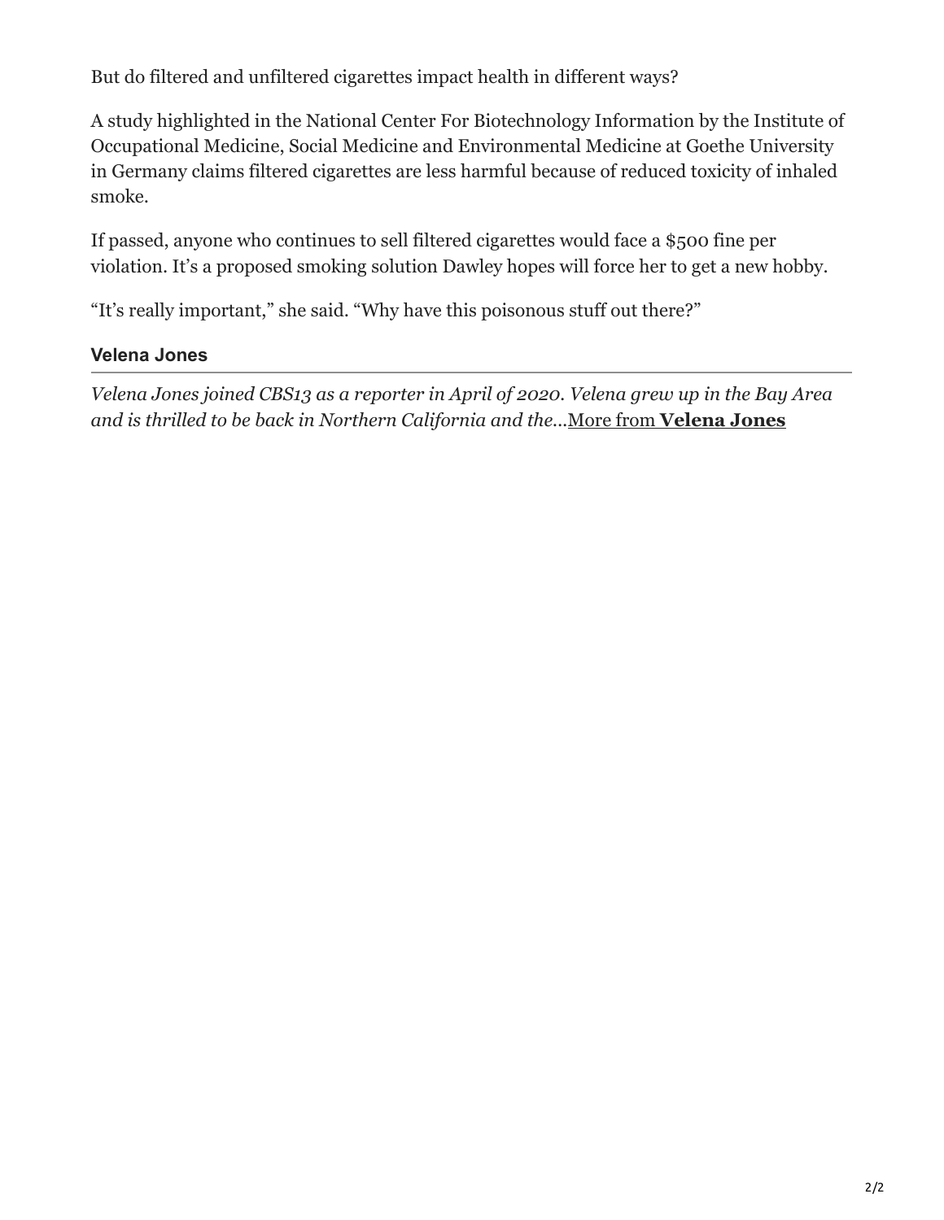But do filtered and unfiltered cigarettes impact health in different ways?

A study highlighted in the National Center For Biotechnology Information by the Institute of Occupational Medicine, Social Medicine and Environmental Medicine at Goethe University in Germany claims filtered cigarettes are less harmful because of reduced toxicity of inhaled smoke.

If passed, anyone who continues to sell filtered cigarettes would face a $500 fine per violation. It's a proposed smoking solution Dawley hopes will force her to get a new hobby.

"It's really important," she said. "Why have this poisonous stuff out there?"

**Velena Jones**

---

*Velena Jones joined CBS13 as a reporter in April of 2020. Velena grew up in the Bay Area and is thrilled to be back in Northern California and the...*More from **Velena Jones**